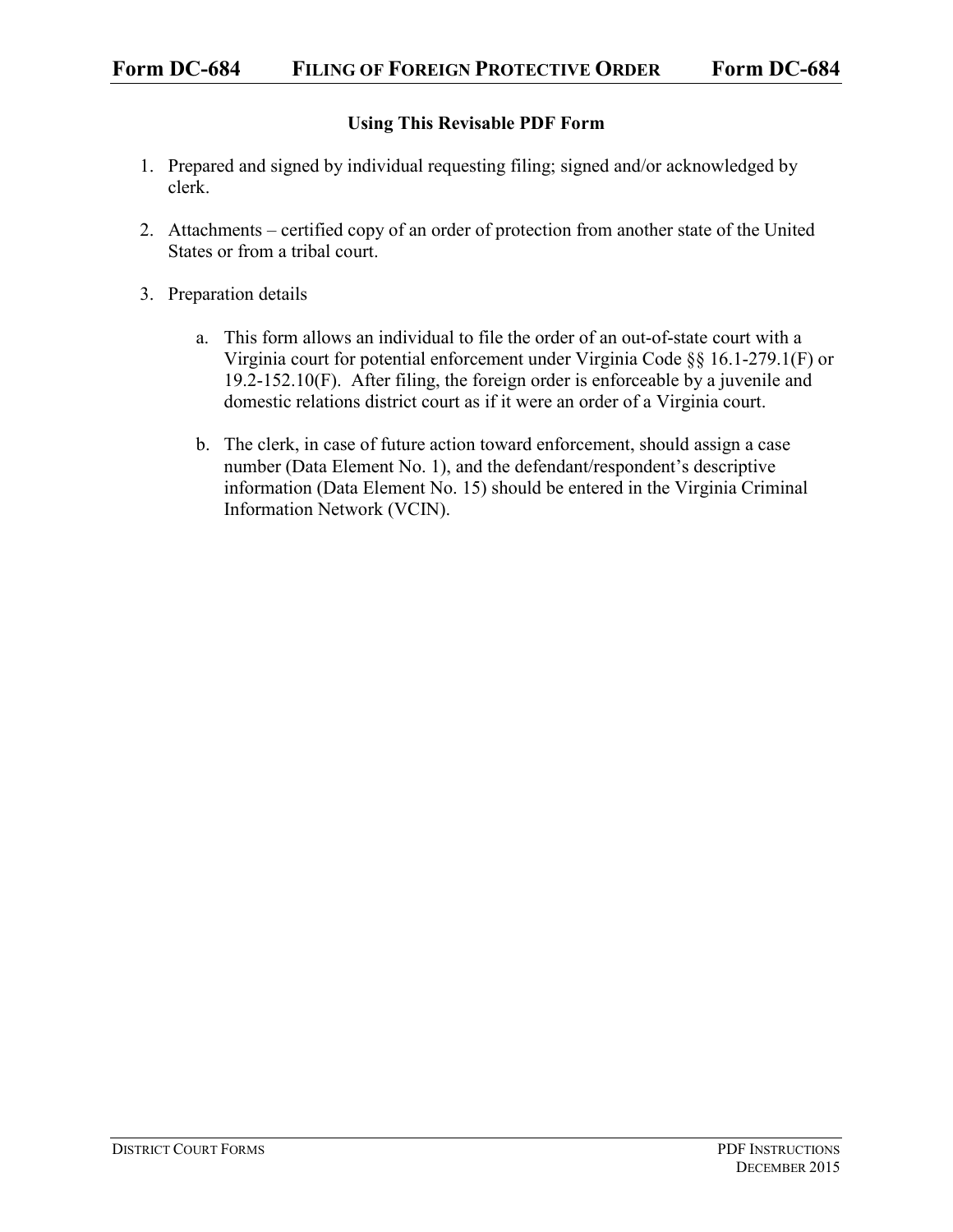# Form DC-684 FILING OF FOREIGN PROTECTIVE ORDER Form DC-684

## Using This Revisable PDF Form

1. Prepared and signed by individual requesting filing; signed and/or acknowledged by clerk.

2. Attachments – certified copy of an order of protection from another state of the United States or from a tribal court.

3. Preparation details

   a. This form allows an individual to file the order of an out-of-state court with a Virginia court for potential enforcement under Virginia Code §§ 16.1-279.1(F) or 19.2-152.10(F). After filing, the foreign order is enforceable by a juvenile and domestic relations district court as if it were an order of a Virginia court.

   b. The clerk, in case of future action toward enforcement, should assign a case number (Data Element No. 1), and the defendant/respondent's descriptive information (Data Element No. 15) should be entered in the Virginia Criminal Information Network (VCIN).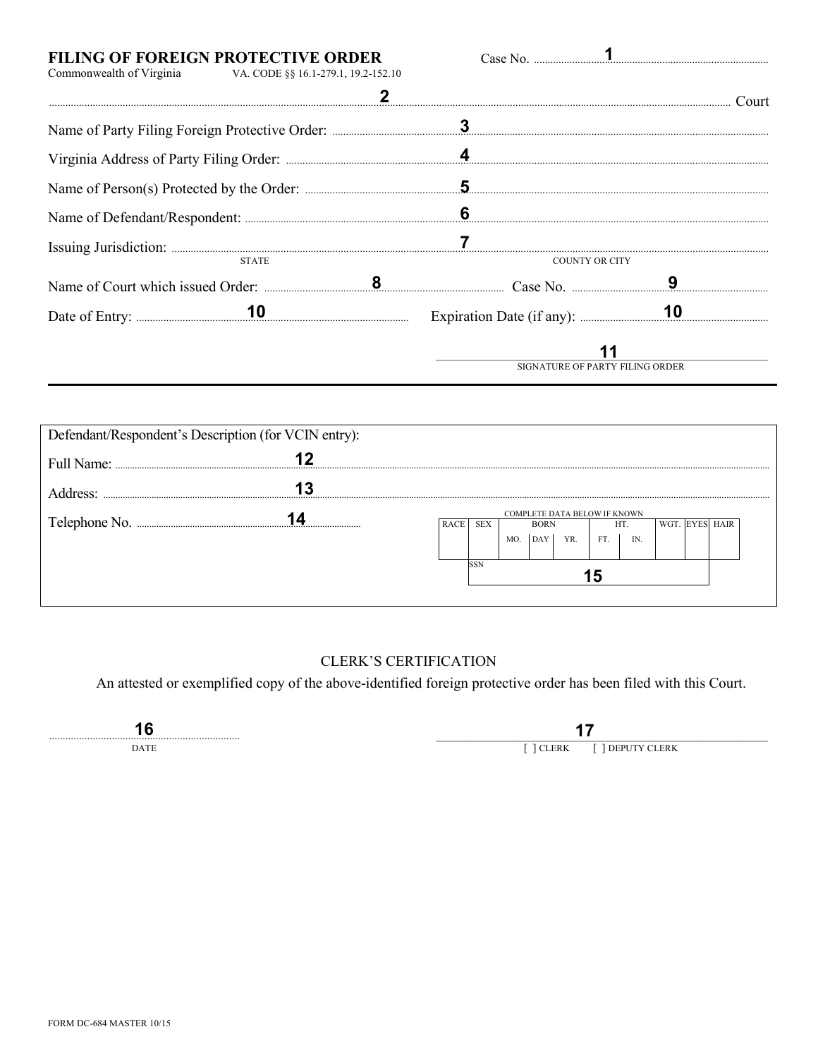# FILING OF FOREIGN PROTECTIVE ORDER

Commonwealth of Virginia VA. CODE §§ 16.1-279.1, 19.2-152.10

Case No. ............................1............................

............................2............................ Court

Name of Party Filing Foreign Protective Order: ............................3............................

Virginia Address of Party Filing Order: ............................4............................

Name of Person(s) Protected by the Order: ............................5............................

Name of Defendant/Respondent: ............................6............................

Issuing Jurisdiction: ............................7............................

STATE COUNTY OR CITY

Name of Court which issued Order: ..............8.............. Case No. ..............9..............

Date of Entry: ..............10.............. Expiration Date (if any): ..............10..............

11

SIGNATURE OF PARTY FILING ORDER

---

Defendant/Respondent's Description (for VCIN entry):

Full Name: ............................12............................

Address: ............................13............................

Telephone No. ..............14..............

COMPLETE DATA BELOW IF KNOWN

| RACE | SEX | BORN | | | HT. | | WGT. | EYES | HAIR |
|---|---|---|---|---|---|---|---|---|---|
| | | MO. | DAY | YR. | FT. | IN. | | | |
| | | | | | | | | | |

SSN 15

## CLERK'S CERTIFICATION

An attested or exemplified copy of the above-identified foreign protective order has been filed with this Court.

..............16..............
DATE

17

[ ] CLERK [ ] DEPUTY CLERK

FORM DC-684 MASTER 10/15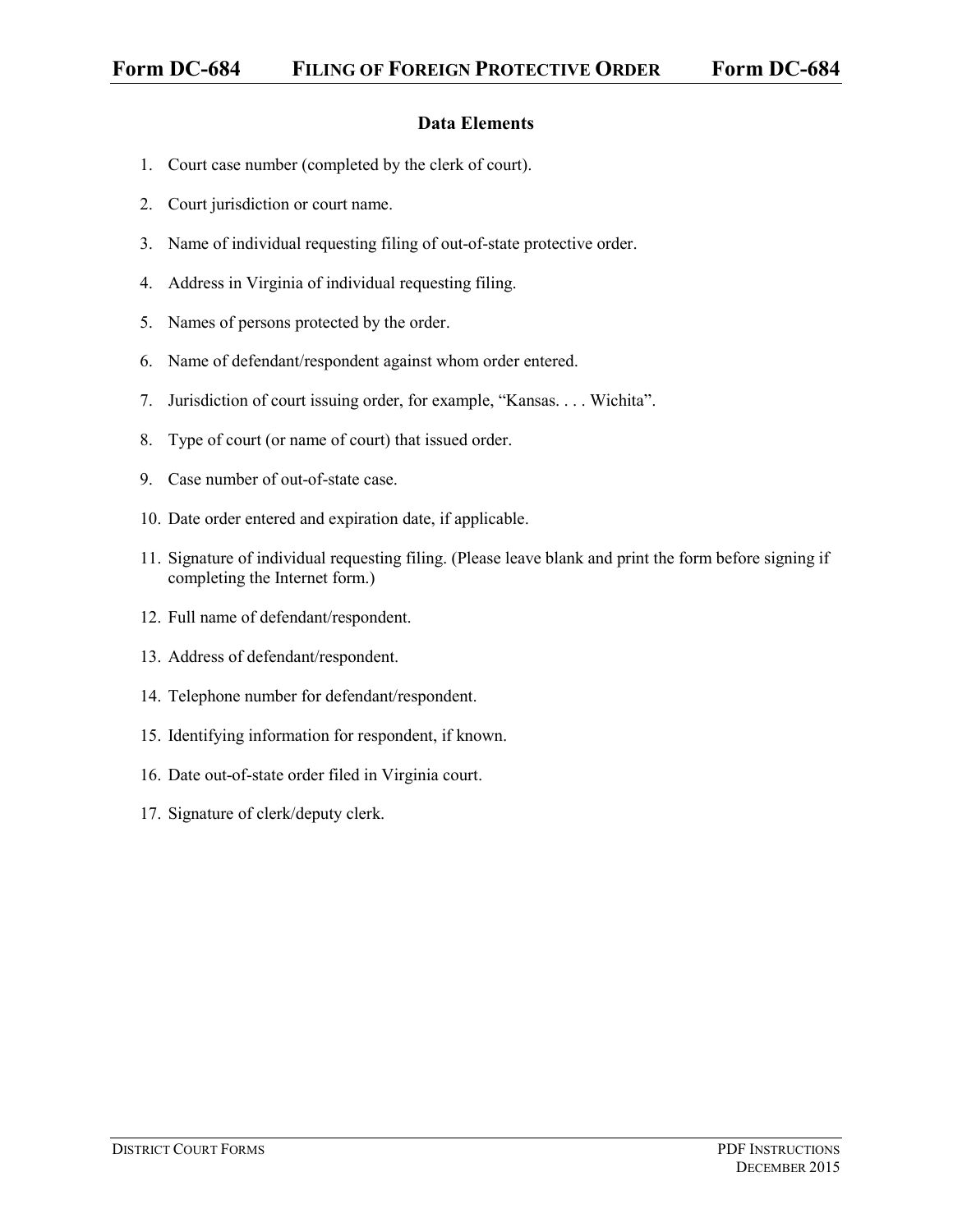### Data Elements

1. Court case number (completed by the clerk of court).
2. Court jurisdiction or court name.
3. Name of individual requesting filing of out-of-state protective order.
4. Address in Virginia of individual requesting filing.
5. Names of persons protected by the order.
6. Name of defendant/respondent against whom order entered.
7. Jurisdiction of court issuing order, for example, "Kansas. . . . Wichita".
8. Type of court (or name of court) that issued order.
9. Case number of out-of-state case.
10. Date order entered and expiration date, if applicable.
11. Signature of individual requesting filing. (Please leave blank and print the form before signing if completing the Internet form.)
12. Full name of defendant/respondent.
13. Address of defendant/respondent.
14. Telephone number for defendant/respondent.
15. Identifying information for respondent, if known.
16. Date out-of-state order filed in Virginia court.
17. Signature of clerk/deputy clerk.